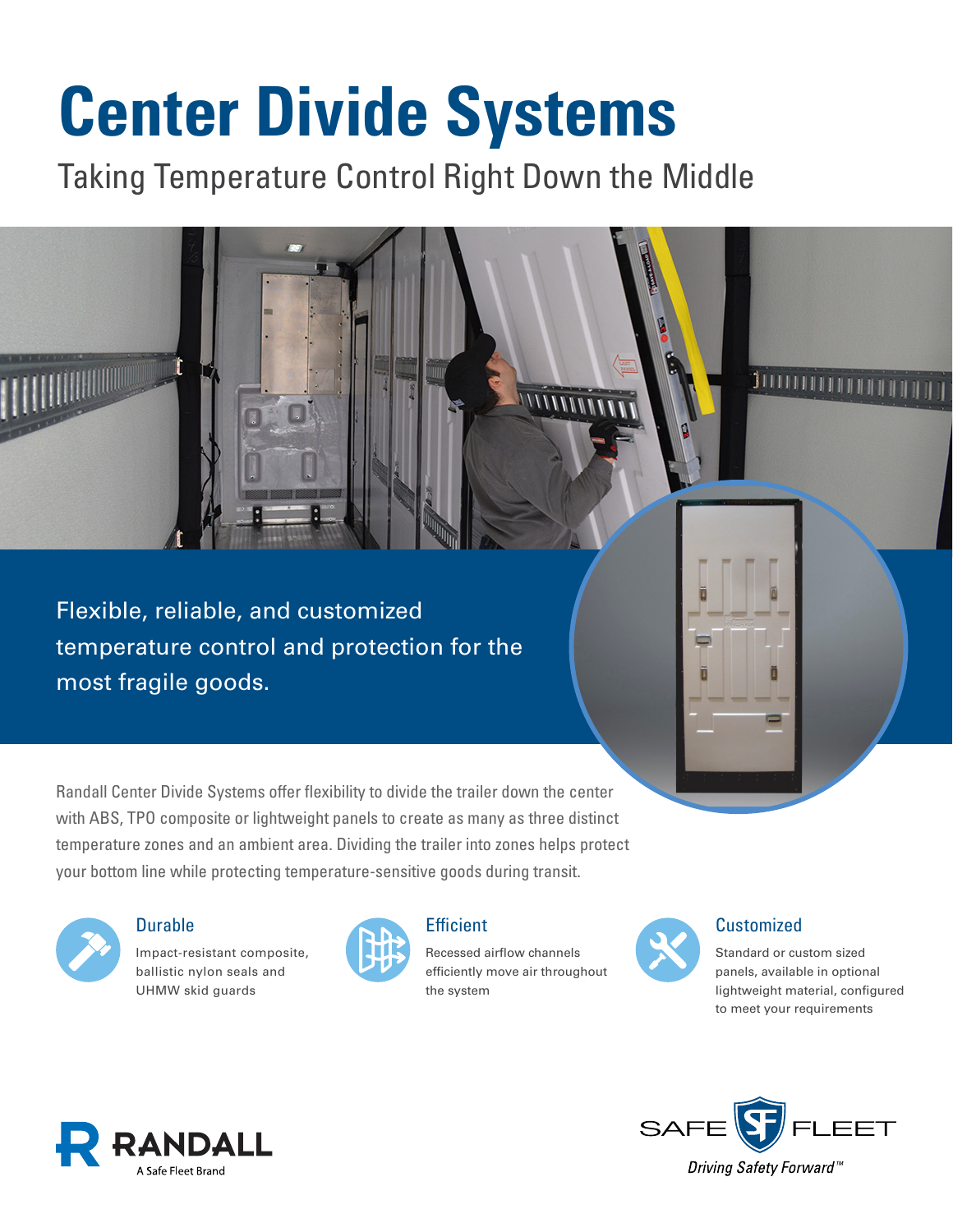# Center Divide Systems

## Taking Temperature Control Right Down the Middle

Flexible, reliable, and customized temperature control and protection for the most fragile goods.

Randall Center Divide Systems offer flexibility to divide the trailer down the center with ABS, TPO composite or lightweight panels to create as many as three distinct temperature zones and an ambient area. Dividing the trailer into zones helps protect your bottom line while protecting temperature-sensitive goods during transit.

### Durable

Impact-resistant composite, ballistic nylon seals and UHMW skid guards

### Efficient

Recessed airflow channels efficiently move air throughout the system

### Customized

Standard or custom sized panels, available in optional lightweight material, configured to meet your requirements

RANDALL
A Safe Fleet Brand

SAFE FLEET
*Driving Safety Forward™*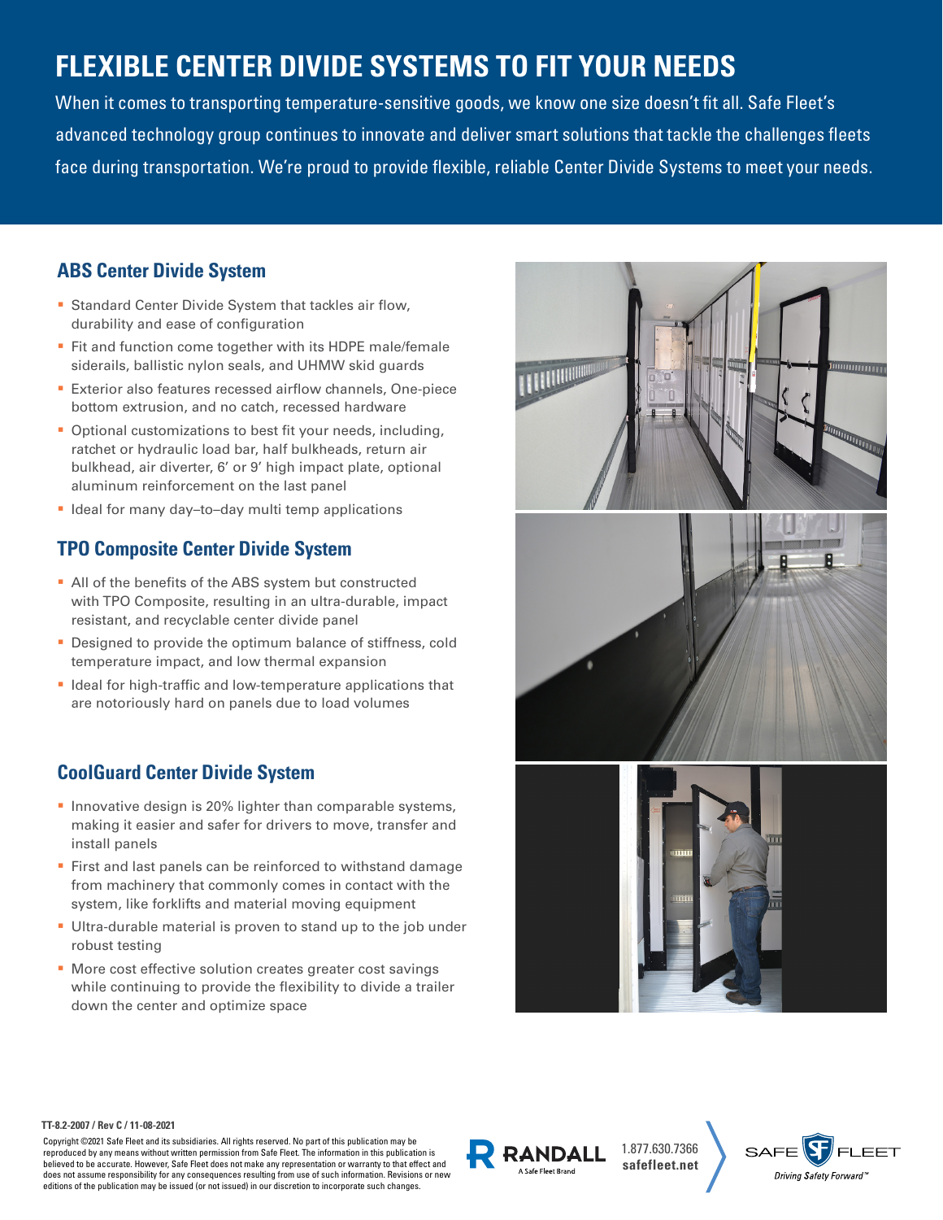# FLEXIBLE CENTER DIVIDE SYSTEMS TO FIT YOUR NEEDS

When it comes to transporting temperature-sensitive goods, we know one size doesn't fit all. Safe Fleet's advanced technology group continues to innovate and deliver smart solutions that tackle the challenges fleets face during transportation. We're proud to provide flexible, reliable Center Divide Systems to meet your needs.

## ABS Center Divide System

- Standard Center Divide System that tackles air flow, durability and ease of configuration
- Fit and function come together with its HDPE male/female siderails, ballistic nylon seals, and UHMW skid guards
- Exterior also features recessed airflow channels, One-piece bottom extrusion, and no catch, recessed hardware
- Optional customizations to best fit your needs, including, ratchet or hydraulic load bar, half bulkheads, return air bulkhead, air diverter, 6' or 9' high impact plate, optional aluminum reinforcement on the last panel
- Ideal for many day–to–day multi temp applications

## TPO Composite Center Divide System

- All of the benefits of the ABS system but constructed with TPO Composite, resulting in an ultra-durable, impact resistant, and recyclable center divide panel
- Designed to provide the optimum balance of stiffness, cold temperature impact, and low thermal expansion
- Ideal for high-traffic and low-temperature applications that are notoriously hard on panels due to load volumes

## CoolGuard Center Divide System

- Innovative design is 20% lighter than comparable systems, making it easier and safer for drivers to move, transfer and install panels
- First and last panels can be reinforced to withstand damage from machinery that commonly comes in contact with the system, like forklifts and material moving equipment
- Ultra-durable material is proven to stand up to the job under robust testing
- More cost effective solution creates greater cost savings while continuing to provide the flexibility to divide a trailer down the center and optimize space

**TT-8.2-2007 / Rev C / 11-08-2021**

Copyright ©2021 Safe Fleet and its subsidiaries. All rights reserved. No part of this publication may be reproduced by any means without written permission from Safe Fleet. The information in this publication is believed to be accurate. However, Safe Fleet does not make any representation or warranty to that effect and does not assume responsibility for any consequences resulting from use of such information. Revisions or new editions of the publication may be issued (or not issued) in our discretion to incorporate such changes.

RANDALL A Safe Fleet Brand

1.877.630.7366
**safefleet.net**

SAFE FLEET *Driving Safety Forward™*